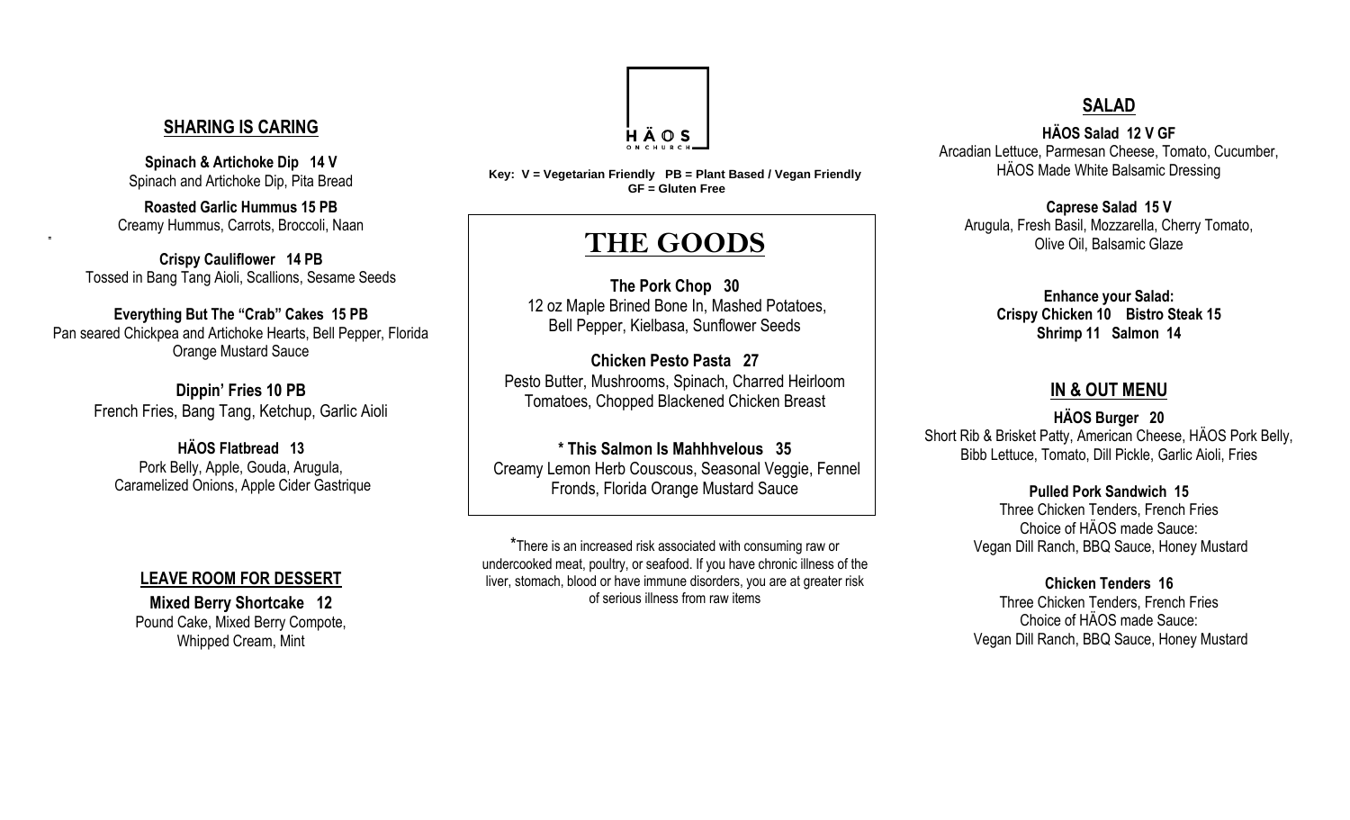HÄOS
ON CHURCH

Key: V = Vegetarian Friendly PB = Plant Based / Vegan Friendly GF = Gluten Free

## SHARING IS CARING

**Spinach & Artichoke Dip 14 V**
Spinach and Artichoke Dip, Pita Bread

**Roasted Garlic Hummus 15 PB**
Creamy Hummus, Carrots, Broccoli, Naan

**Crispy Cauliflower 14 PB**
Tossed in Bang Tang Aioli, Scallions, Sesame Seeds

**Everything But The "Crab" Cakes 15 PB**
Pan seared Chickpea and Artichoke Hearts, Bell Pepper, Florida Orange Mustard Sauce

**Dippin' Fries 10 PB**
French Fries, Bang Tang, Ketchup, Garlic Aioli

**HÄOS Flatbread 13**
Pork Belly, Apple, Gouda, Arugula, Caramelized Onions, Apple Cider Gastrique

## LEAVE ROOM FOR DESSERT

**Mixed Berry Shortcake 12**
Pound Cake, Mixed Berry Compote, Whipped Cream, Mint

## THE GOODS

**The Pork Chop 30**
12 oz Maple Brined Bone In, Mashed Potatoes, Bell Pepper, Kielbasa, Sunflower Seeds

**Chicken Pesto Pasta 27**
Pesto Butter, Mushrooms, Spinach, Charred Heirloom Tomatoes, Chopped Blackened Chicken Breast

**\* This Salmon Is Mahhhvelous 35**
Creamy Lemon Herb Couscous, Seasonal Veggie, Fennel Fronds, Florida Orange Mustard Sauce

*There is an increased risk associated with consuming raw or undercooked meat, poultry, or seafood. If you have chronic illness of the liver, stomach, blood or have immune disorders, you are at greater risk of serious illness from raw items

## SALAD

**HÄOS Salad 12 V GF**
Arcadian Lettuce, Parmesan Cheese, Tomato, Cucumber, HÄOS Made White Balsamic Dressing

**Caprese Salad 15 V**
Arugula, Fresh Basil, Mozzarella, Cherry Tomato, Olive Oil, Balsamic Glaze

**Enhance your Salad:**
**Crispy Chicken 10 Bistro Steak 15**
**Shrimp 11 Salmon 14**

## IN & OUT MENU

**HÄOS Burger 20**
Short Rib & Brisket Patty, American Cheese, HÄOS Pork Belly, Bibb Lettuce, Tomato, Dill Pickle, Garlic Aioli, Fries

**Pulled Pork Sandwich 15**
Three Chicken Tenders, French Fries
Choice of HÄOS made Sauce:
Vegan Dill Ranch, BBQ Sauce, Honey Mustard

**Chicken Tenders 16**
Three Chicken Tenders, French Fries
Choice of HÄOS made Sauce:
Vegan Dill Ranch, BBQ Sauce, Honey Mustard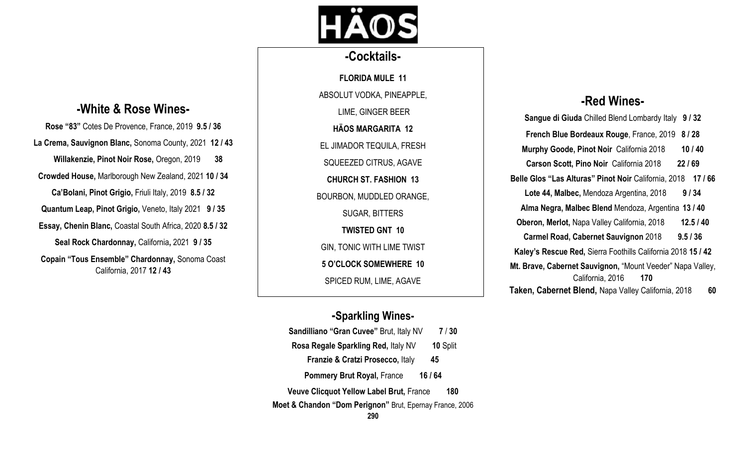# HÄOS

## -White & Rose Wines-

**Rose "83"** Cotes De Provence, France, 2019 **9.5 / 36**

**La Crema, Sauvignon Blanc,** Sonoma County, 2021 **12 / 43**

**Willakenzie, Pinot Noir Rose,** Oregon, 2019 **38**

**Crowded House,** Marlborough New Zealand, 2021 **10 / 34**

**Ca'Bolani, Pinot Grigio,** Friuli Italy, 2019 **8.5 / 32**

**Quantum Leap, Pinot Grigio,** Veneto, Italy 2021 **9 / 35**

**Essay, Chenin Blanc,** Coastal South Africa, 2020 **8.5 / 32**

**Seal Rock Chardonnay,** California**,** 2021 **9 / 35**

**Copain "Tous Ensemble" Chardonnay,** Sonoma Coast California, 2017 **12 / 43**

## -Cocktails-

**FLORIDA MULE 11**

ABSOLUT VODKA, PINEAPPLE, LIME, GINGER BEER

**HÄOS MARGARITA 12**

EL JIMADOR TEQUILA, FRESH SQUEEZED CITRUS, AGAVE

**CHURCH ST. FASHION 13**

BOURBON, MUDDLED ORANGE, SUGAR, BITTERS

**TWISTED GNT 10**

GIN, TONIC WITH LIME TWIST

**5 O'CLOCK SOMEWHERE 10**

SPICED RUM, LIME, AGAVE

## -Sparkling Wines-

**Sandilliano "Gran Cuvee"** Brut, Italy NV **7** / **30**

**Rosa Regale Sparkling Red,** Italy NV **10** Split

**Franzie & Cratzi Prosecco,** Italy **45**

**Pommery Brut Royal,** France **16 / 64**

**Veuve Clicquot Yellow Label Brut,** France **180**

**Moet & Chandon "Dom Perignon"** Brut, Epernay France, 2006 **290**

## -Red Wines-

**Sangue di Giuda** Chilled Blend Lombardy Italy **9 / 32**

**French Blue Bordeaux Rouge**, France, 2019 **8 / 28**

**Murphy Goode, Pinot Noir** California 2018 **10 / 40**

**Carson Scott, Pino Noir** California 2018 **22 / 69**

**Belle Glos "Las Alturas" Pinot Noir** California, 2018 **17 / 66**

**Lote 44, Malbec,** Mendoza Argentina, 2018 **9 / 34**

**Alma Negra, Malbec Blend** Mendoza, Argentina **13 / 40**

**Oberon, Merlot,** Napa Valley California, 2018 **12.5 / 40**

**Carmel Road, Cabernet Sauvignon** 2018 **9.5 / 36**

**Kaley's Rescue Red,** Sierra Foothills California 2018 **15 / 42**

**Mt. Brave, Cabernet Sauvignon,** "Mount Veeder" Napa Valley, California, 2016 **170**

**Taken, Cabernet Blend,** Napa Valley California, 2018 **60**